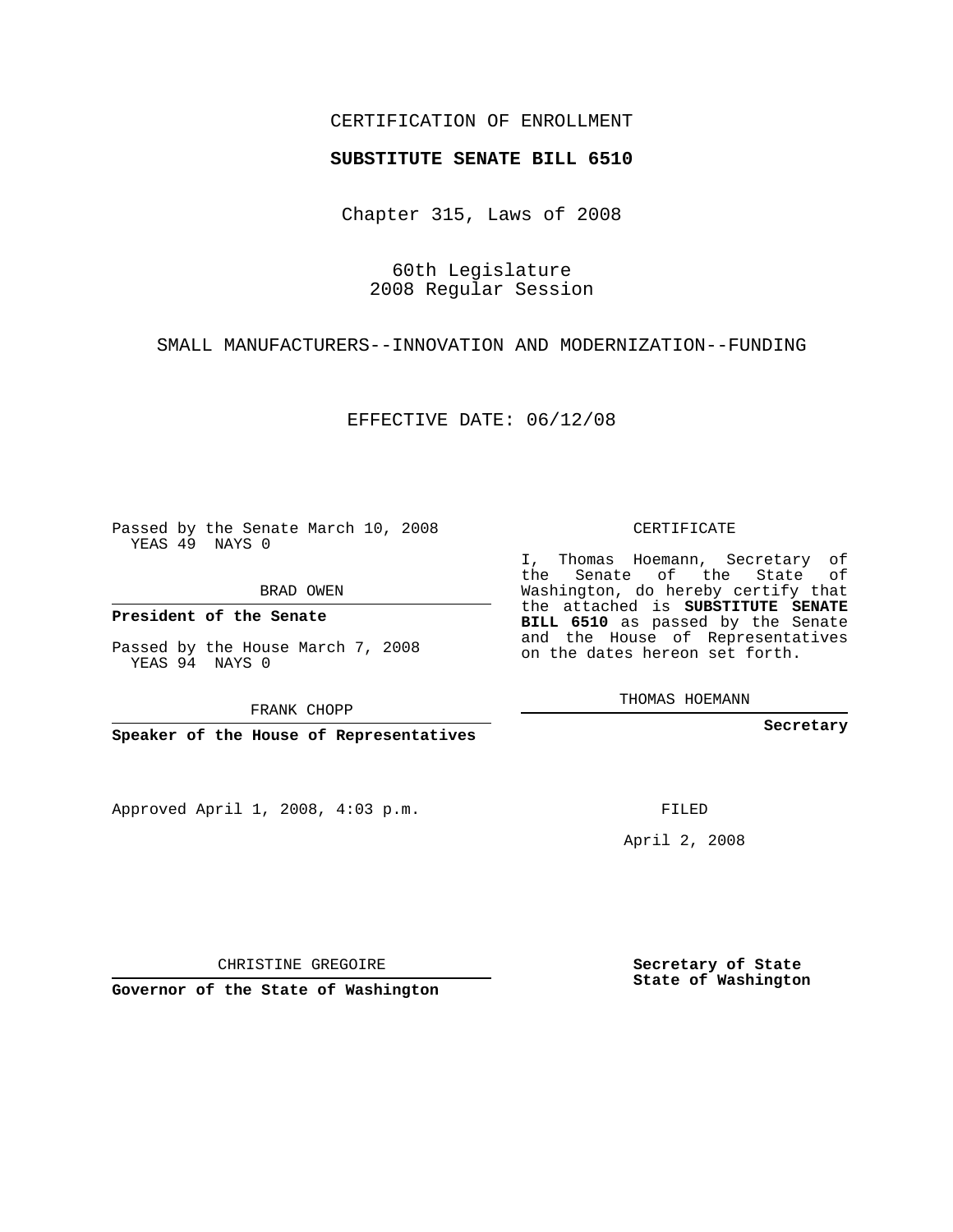CERTIFICATION OF ENROLLMENT

**SUBSTITUTE SENATE BILL 6510**

Chapter 315, Laws of 2008

60th Legislature
2008 Regular Session

SMALL MANUFACTURERS--INNOVATION AND MODERNIZATION--FUNDING

EFFECTIVE DATE: 06/12/08

Passed by the Senate March 10, 2008
YEAS 49 NAYS 0

BRAD OWEN

**President of the Senate**

Passed by the House March 7, 2008
YEAS 94 NAYS 0

FRANK CHOPP

**Speaker of the House of Representatives**

Approved April 1, 2008, 4:03 p.m.

CHRISTINE GREGOIRE

**Governor of the State of Washington**

CERTIFICATE

I, Thomas Hoemann, Secretary of the Senate of the State of Washington, do hereby certify that the attached is **SUBSTITUTE SENATE BILL 6510** as passed by the Senate and the House of Representatives on the dates hereon set forth.

THOMAS HOEMANN

**Secretary**

FILED

April 2, 2008

**Secretary of State**
**State of Washington**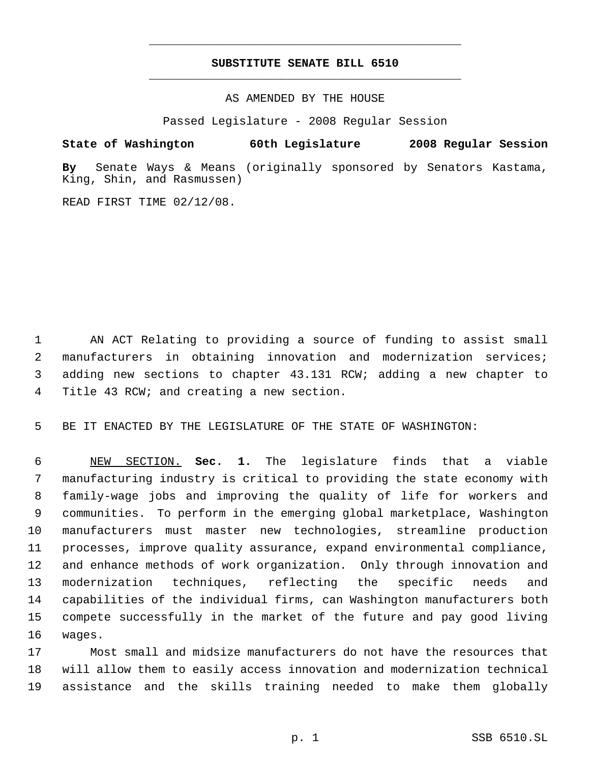# SUBSTITUTE SENATE BILL 6510

AS AMENDED BY THE HOUSE

Passed Legislature - 2008 Regular Session

**State of Washington 60th Legislature 2008 Regular Session**

**By** Senate Ways & Means (originally sponsored by Senators Kastama, King, Shin, and Rasmussen)

READ FIRST TIME 02/12/08.

AN ACT Relating to providing a source of funding to assist small manufacturers in obtaining innovation and modernization services; adding new sections to chapter 43.131 RCW; adding a new chapter to Title 43 RCW; and creating a new section.

BE IT ENACTED BY THE LEGISLATURE OF THE STATE OF WASHINGTON:

NEW SECTION. **Sec. 1.** The legislature finds that a viable manufacturing industry is critical to providing the state economy with family-wage jobs and improving the quality of life for workers and communities. To perform in the emerging global marketplace, Washington manufacturers must master new technologies, streamline production processes, improve quality assurance, expand environmental compliance, and enhance methods of work organization. Only through innovation and modernization techniques, reflecting the specific needs and capabilities of the individual firms, can Washington manufacturers both compete successfully in the market of the future and pay good living wages.

Most small and midsize manufacturers do not have the resources that will allow them to easily access innovation and modernization technical assistance and the skills training needed to make them globally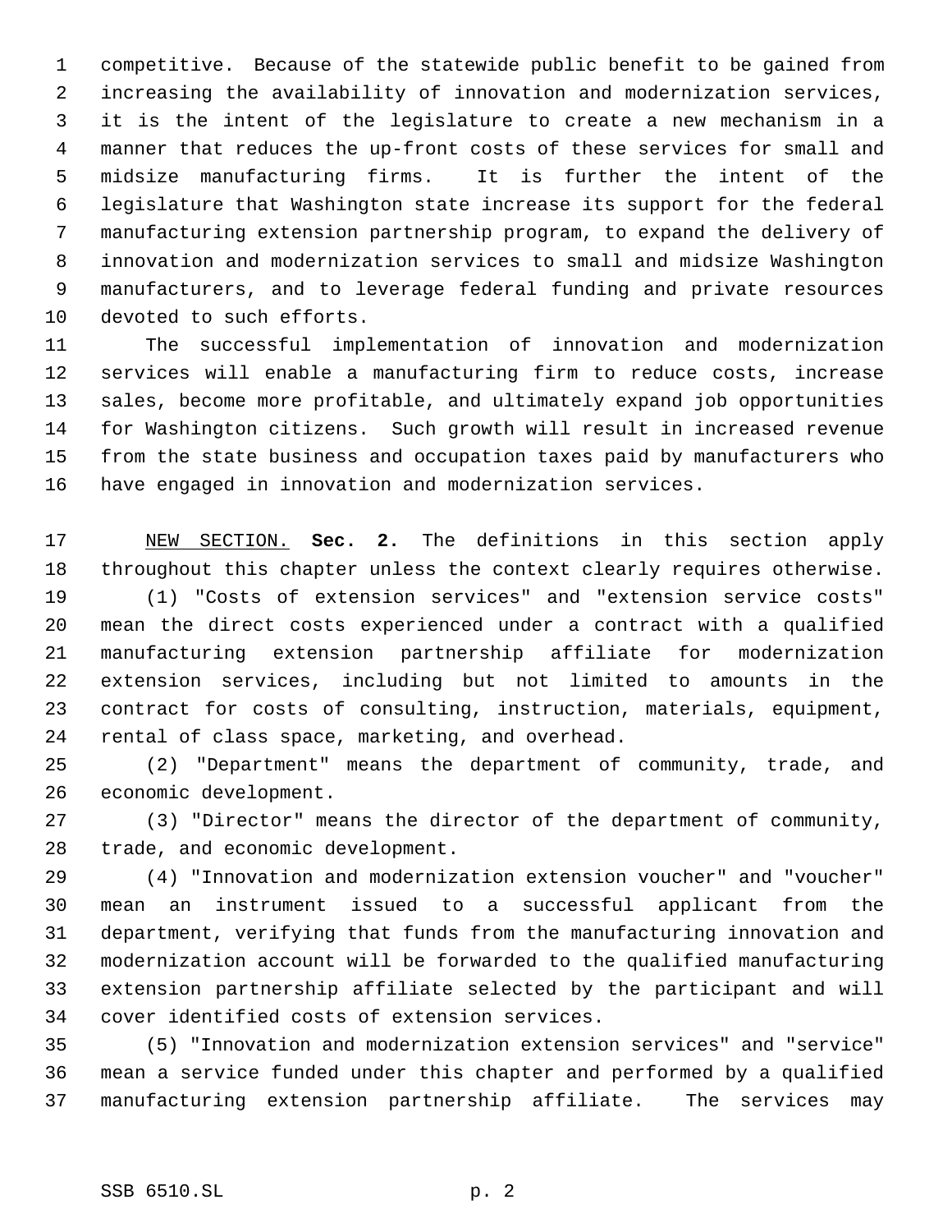competitive. Because of the statewide public benefit to be gained from increasing the availability of innovation and modernization services, it is the intent of the legislature to create a new mechanism in a manner that reduces the up-front costs of these services for small and midsize manufacturing firms. It is further the intent of the legislature that Washington state increase its support for the federal manufacturing extension partnership program, to expand the delivery of innovation and modernization services to small and midsize Washington manufacturers, and to leverage federal funding and private resources devoted to such efforts.

The successful implementation of innovation and modernization services will enable a manufacturing firm to reduce costs, increase sales, become more profitable, and ultimately expand job opportunities for Washington citizens. Such growth will result in increased revenue from the state business and occupation taxes paid by manufacturers who have engaged in innovation and modernization services.

NEW SECTION. **Sec. 2.** The definitions in this section apply throughout this chapter unless the context clearly requires otherwise.

(1) "Costs of extension services" and "extension service costs" mean the direct costs experienced under a contract with a qualified manufacturing extension partnership affiliate for modernization extension services, including but not limited to amounts in the contract for costs of consulting, instruction, materials, equipment, rental of class space, marketing, and overhead.

(2) "Department" means the department of community, trade, and economic development.

(3) "Director" means the director of the department of community, trade, and economic development.

(4) "Innovation and modernization extension voucher" and "voucher" mean an instrument issued to a successful applicant from the department, verifying that funds from the manufacturing innovation and modernization account will be forwarded to the qualified manufacturing extension partnership affiliate selected by the participant and will cover identified costs of extension services.

(5) "Innovation and modernization extension services" and "service" mean a service funded under this chapter and performed by a qualified manufacturing extension partnership affiliate. The services may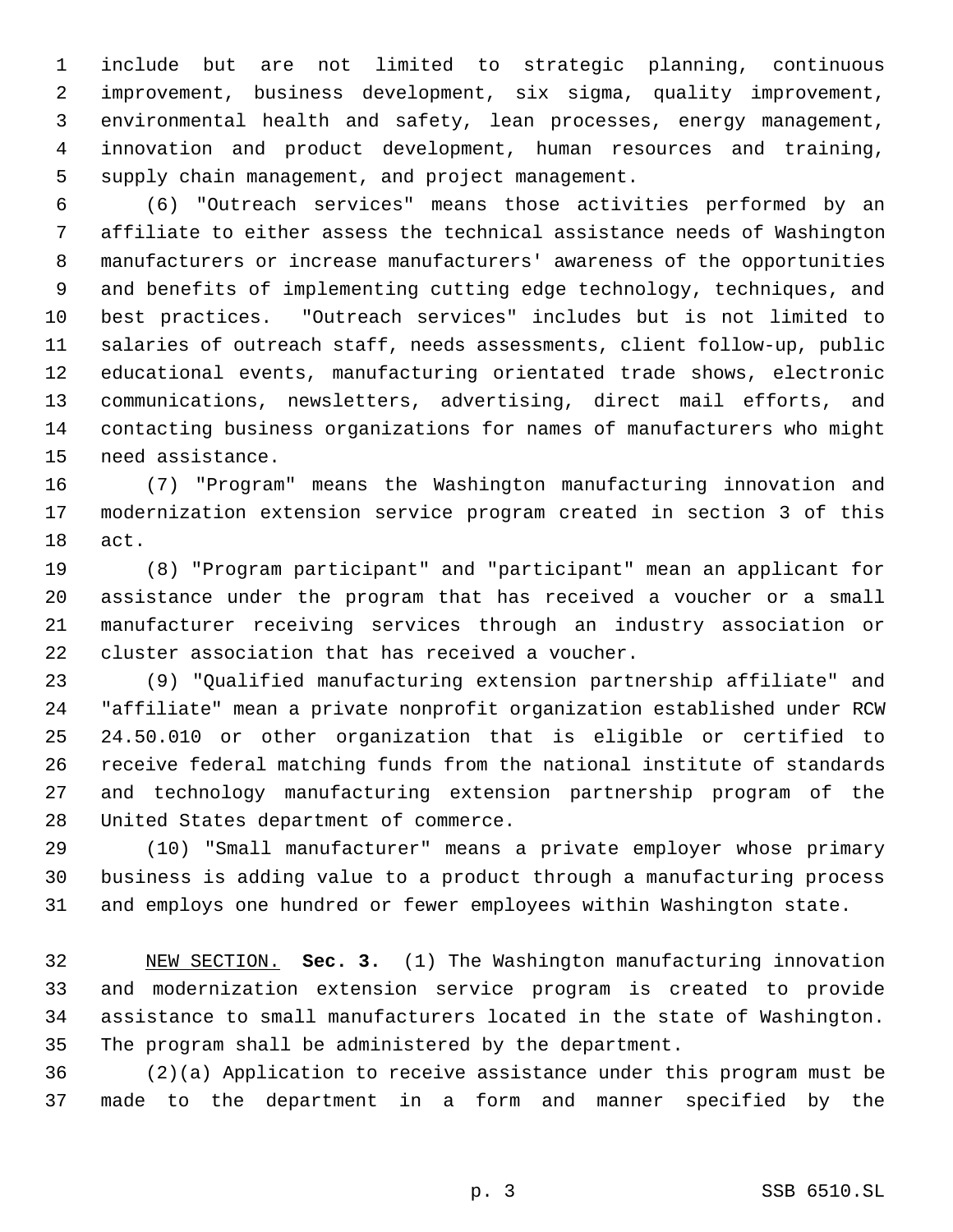include but are not limited to strategic planning, continuous improvement, business development, six sigma, quality improvement, environmental health and safety, lean processes, energy management, innovation and product development, human resources and training, supply chain management, and project management.

(6) "Outreach services" means those activities performed by an affiliate to either assess the technical assistance needs of Washington manufacturers or increase manufacturers' awareness of the opportunities and benefits of implementing cutting edge technology, techniques, and best practices. "Outreach services" includes but is not limited to salaries of outreach staff, needs assessments, client follow-up, public educational events, manufacturing orientated trade shows, electronic communications, newsletters, advertising, direct mail efforts, and contacting business organizations for names of manufacturers who might need assistance.

(7) "Program" means the Washington manufacturing innovation and modernization extension service program created in section 3 of this act.

(8) "Program participant" and "participant" mean an applicant for assistance under the program that has received a voucher or a small manufacturer receiving services through an industry association or cluster association that has received a voucher.

(9) "Qualified manufacturing extension partnership affiliate" and "affiliate" mean a private nonprofit organization established under RCW 24.50.010 or other organization that is eligible or certified to receive federal matching funds from the national institute of standards and technology manufacturing extension partnership program of the United States department of commerce.

(10) "Small manufacturer" means a private employer whose primary business is adding value to a product through a manufacturing process and employs one hundred or fewer employees within Washington state.

NEW SECTION. **Sec. 3.** (1) The Washington manufacturing innovation and modernization extension service program is created to provide assistance to small manufacturers located in the state of Washington. The program shall be administered by the department.

(2)(a) Application to receive assistance under this program must be made to the department in a form and manner specified by the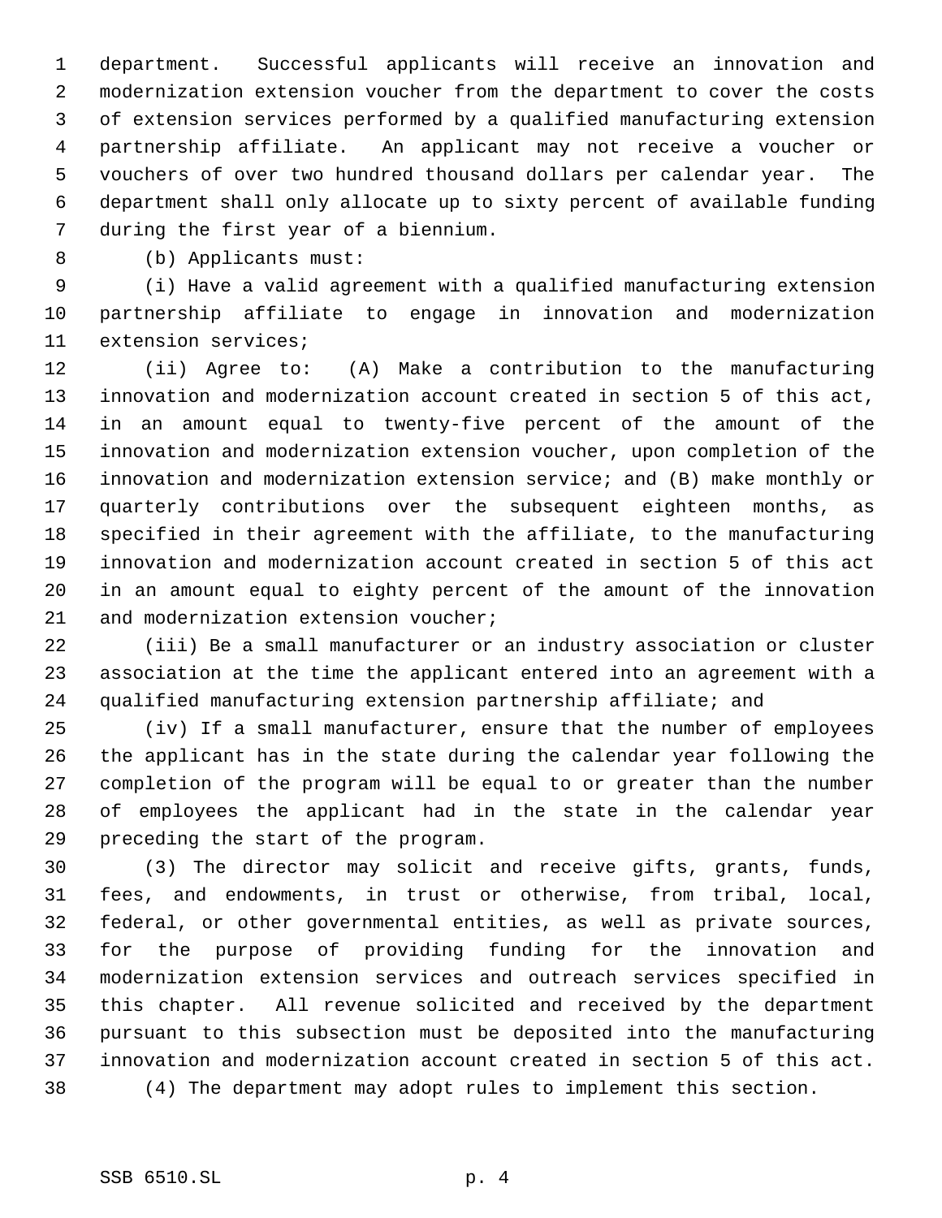department. Successful applicants will receive an innovation and modernization extension voucher from the department to cover the costs of extension services performed by a qualified manufacturing extension partnership affiliate. An applicant may not receive a voucher or vouchers of over two hundred thousand dollars per calendar year. The department shall only allocate up to sixty percent of available funding during the first year of a biennium.

(b) Applicants must:

(i) Have a valid agreement with a qualified manufacturing extension partnership affiliate to engage in innovation and modernization extension services;

(ii) Agree to: (A) Make a contribution to the manufacturing innovation and modernization account created in section 5 of this act, in an amount equal to twenty-five percent of the amount of the innovation and modernization extension voucher, upon completion of the innovation and modernization extension service; and (B) make monthly or quarterly contributions over the subsequent eighteen months, as specified in their agreement with the affiliate, to the manufacturing innovation and modernization account created in section 5 of this act in an amount equal to eighty percent of the amount of the innovation and modernization extension voucher;

(iii) Be a small manufacturer or an industry association or cluster association at the time the applicant entered into an agreement with a qualified manufacturing extension partnership affiliate; and

(iv) If a small manufacturer, ensure that the number of employees the applicant has in the state during the calendar year following the completion of the program will be equal to or greater than the number of employees the applicant had in the state in the calendar year preceding the start of the program.

(3) The director may solicit and receive gifts, grants, funds, fees, and endowments, in trust or otherwise, from tribal, local, federal, or other governmental entities, as well as private sources, for the purpose of providing funding for the innovation and modernization extension services and outreach services specified in this chapter. All revenue solicited and received by the department pursuant to this subsection must be deposited into the manufacturing innovation and modernization account created in section 5 of this act.

(4) The department may adopt rules to implement this section.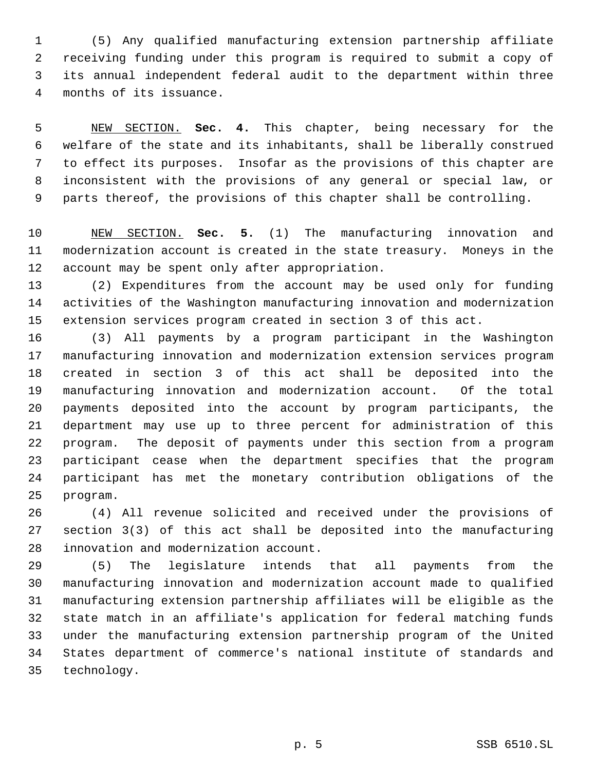(5) Any qualified manufacturing extension partnership affiliate receiving funding under this program is required to submit a copy of its annual independent federal audit to the department within three months of its issuance.

NEW SECTION. **Sec. 4.** This chapter, being necessary for the welfare of the state and its inhabitants, shall be liberally construed to effect its purposes. Insofar as the provisions of this chapter are inconsistent with the provisions of any general or special law, or parts thereof, the provisions of this chapter shall be controlling.

NEW SECTION. **Sec. 5.** (1) The manufacturing innovation and modernization account is created in the state treasury. Moneys in the account may be spent only after appropriation.

(2) Expenditures from the account may be used only for funding activities of the Washington manufacturing innovation and modernization extension services program created in section 3 of this act.

(3) All payments by a program participant in the Washington manufacturing innovation and modernization extension services program created in section 3 of this act shall be deposited into the manufacturing innovation and modernization account. Of the total payments deposited into the account by program participants, the department may use up to three percent for administration of this program. The deposit of payments under this section from a program participant cease when the department specifies that the program participant has met the monetary contribution obligations of the program.

(4) All revenue solicited and received under the provisions of section 3(3) of this act shall be deposited into the manufacturing innovation and modernization account.

(5) The legislature intends that all payments from the manufacturing innovation and modernization account made to qualified manufacturing extension partnership affiliates will be eligible as the state match in an affiliate's application for federal matching funds under the manufacturing extension partnership program of the United States department of commerce's national institute of standards and technology.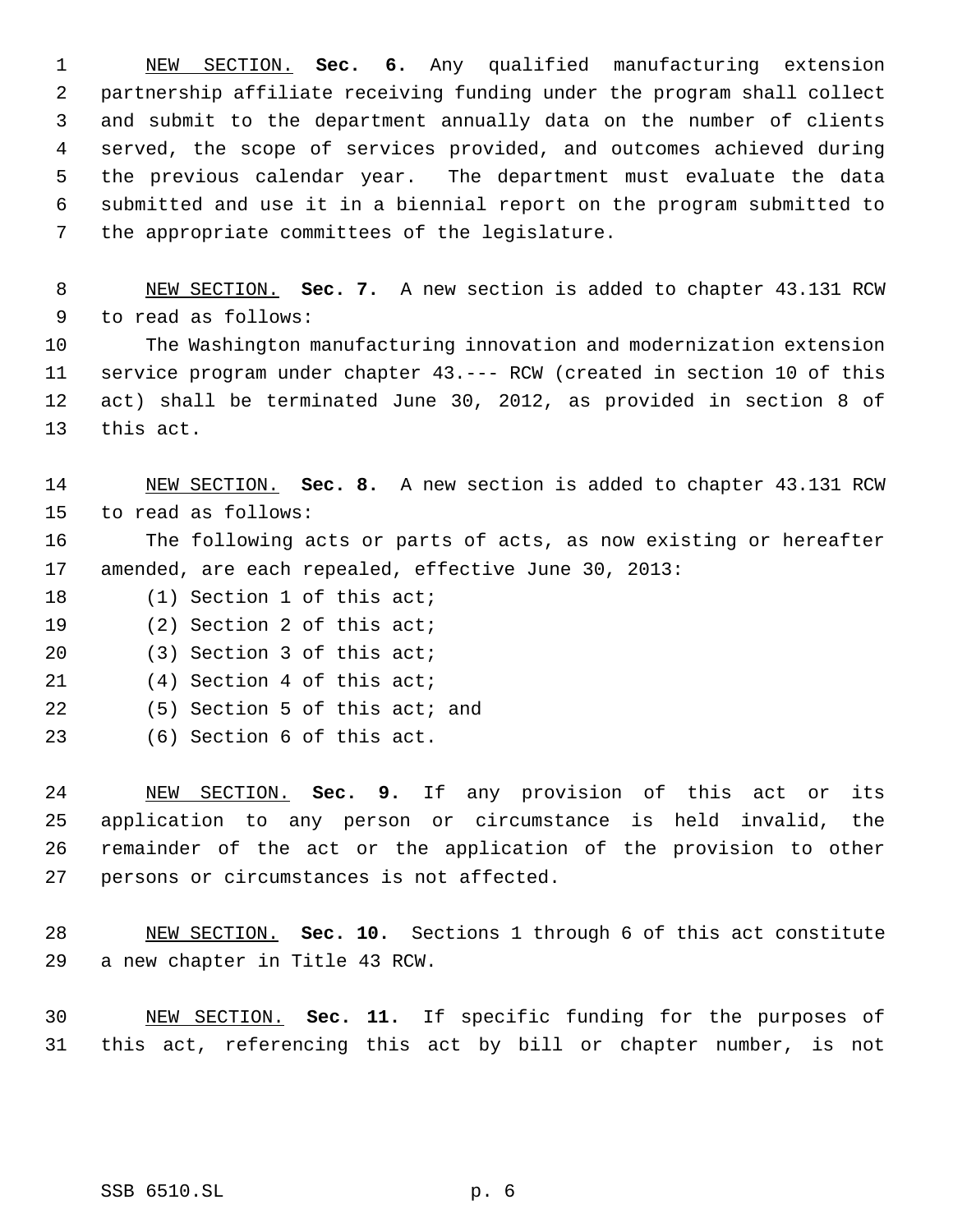NEW SECTION. **Sec. 6.** Any qualified manufacturing extension partnership affiliate receiving funding under the program shall collect and submit to the department annually data on the number of clients served, the scope of services provided, and outcomes achieved during the previous calendar year. The department must evaluate the data submitted and use it in a biennial report on the program submitted to the appropriate committees of the legislature.

NEW SECTION. **Sec. 7.** A new section is added to chapter 43.131 RCW to read as follows:

The Washington manufacturing innovation and modernization extension service program under chapter 43.--- RCW (created in section 10 of this act) shall be terminated June 30, 2012, as provided in section 8 of this act.

NEW SECTION. **Sec. 8.** A new section is added to chapter 43.131 RCW to read as follows:

The following acts or parts of acts, as now existing or hereafter amended, are each repealed, effective June 30, 2013:

(1) Section 1 of this act;

(2) Section 2 of this act;

(3) Section 3 of this act;

(4) Section 4 of this act;

(5) Section 5 of this act; and

(6) Section 6 of this act.

NEW SECTION. **Sec. 9.** If any provision of this act or its application to any person or circumstance is held invalid, the remainder of the act or the application of the provision to other persons or circumstances is not affected.

NEW SECTION. **Sec. 10.** Sections 1 through 6 of this act constitute a new chapter in Title 43 RCW.

NEW SECTION. **Sec. 11.** If specific funding for the purposes of this act, referencing this act by bill or chapter number, is not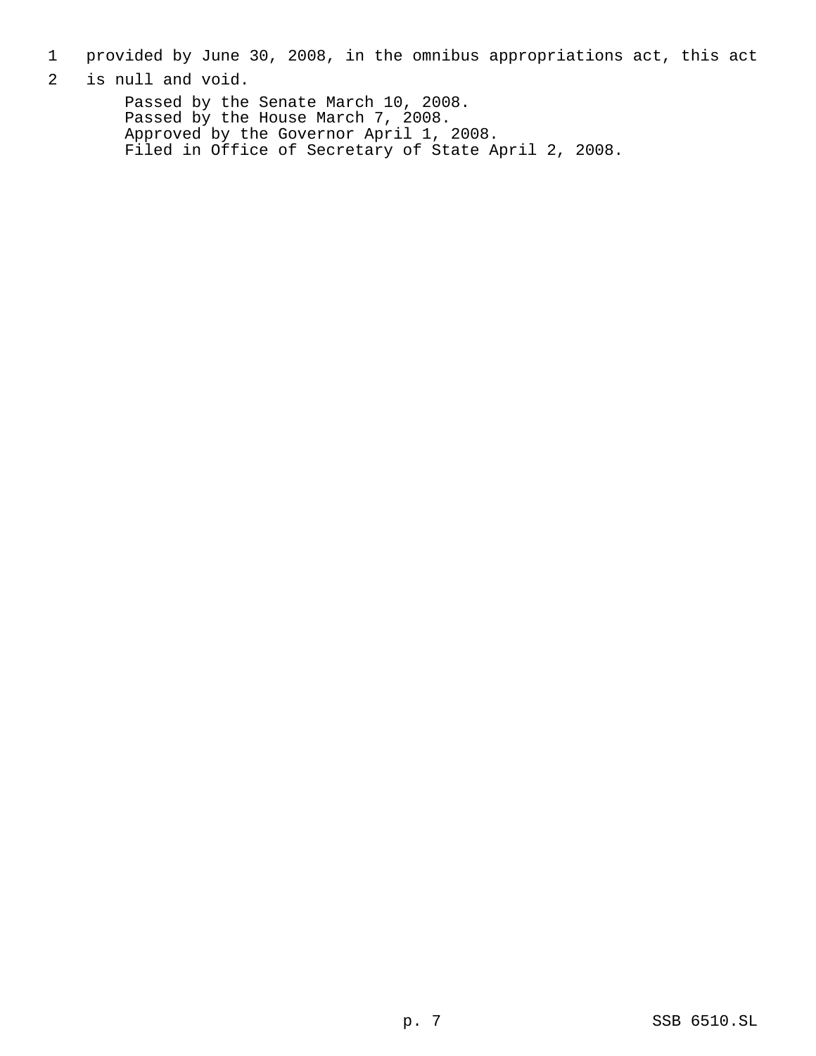provided by June 30, 2008, in the omnibus appropriations act, this act is null and void.

Passed by the Senate March 10, 2008.
Passed by the House March 7, 2008.
Approved by the Governor April 1, 2008.
Filed in Office of Secretary of State April 2, 2008.